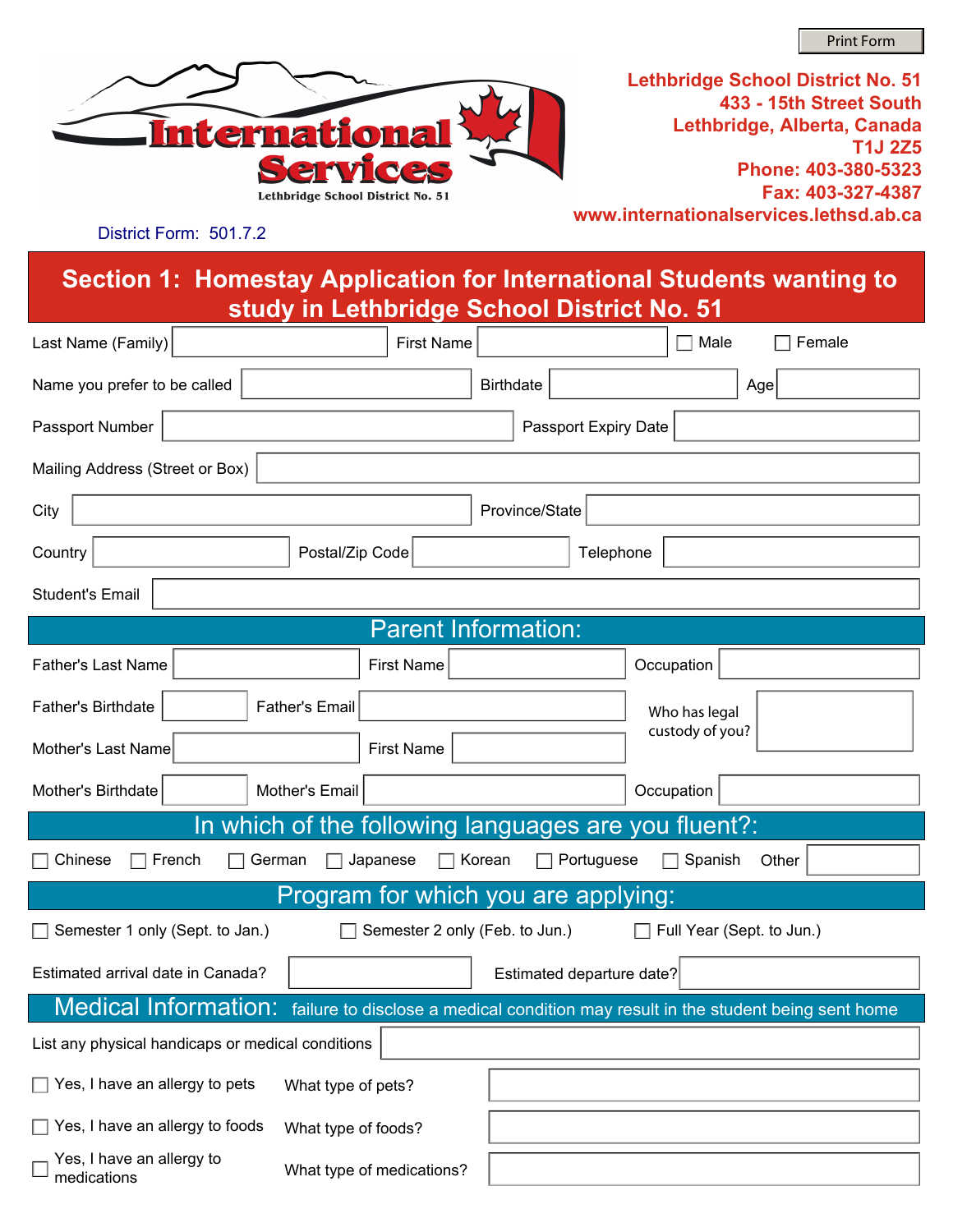Print Form

**International Services**
Lethbridge School District No. 51

**Lethbridge School District No. 51**
**433 - 15th Street South**
**Lethbridge, Alberta, Canada**
**T1J 2Z5**
**Phone: 403-380-5323**
**Fax: 403-327-4387**
**www.internationalservices.lethsd.ab.ca**

District Form: 501.7.2

# Section 1: Homestay Application for International Students wanting to study in Lethbridge School District No. 51

Last Name (Family) ____________ First Name ____________ ☐ Male ☐ Female

Name you prefer to be called ____________ Birthdate ____________ Age ______

Passport Number ____________ Passport Expiry Date ____________

Mailing Address (Street or Box) ____________

City ____________ Province/State ____________

Country ____________ Postal/Zip Code ____________ Telephone ____________

Student's Email ____________

## Parent Information:

Father's Last Name ____________ First Name ____________ Occupation ____________

Father's Birthdate ______ Father's Email ____________

Mother's Last Name ____________ First Name ____________

Who has legal custody of you? ____________

Mother's Birthdate ______ Mother's Email ____________ Occupation ____________

## In which of the following languages are you fluent?:

☐ Chinese ☐ French ☐ German ☐ Japanese ☐ Korean ☐ Portuguese ☐ Spanish Other ______

## Program for which you are applying:

☐ Semester 1 only (Sept. to Jan.) ☐ Semester 2 only (Feb. to Jun.) ☐ Full Year (Sept. to Jun.)

Estimated arrival date in Canada? ____________ Estimated departure date? ____________

## Medical Information: failure to disclose a medical condition may result in the student being sent home

List any physical handicaps or medical conditions ____________

☐ Yes, I have an allergy to pets — What type of pets? ____________

☐ Yes, I have an allergy to foods — What type of foods? ____________

☐ Yes, I have an allergy to medications — What type of medications? ____________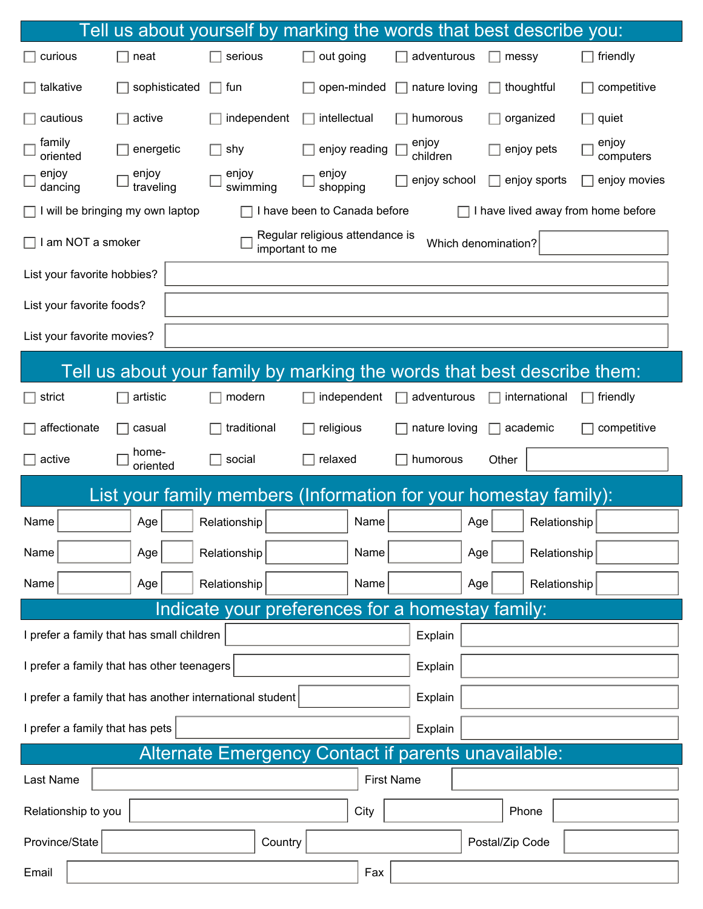## Tell us about yourself by marking the words that best describe you:

- [ ] curious
- [ ] neat
- [ ] serious
- [ ] out going
- [ ] adventurous
- [ ] messy
- [ ] friendly
- [ ] talkative
- [ ] sophisticated
- [ ] fun
- [ ] open-minded
- [ ] nature loving
- [ ] thoughtful
- [ ] competitive
- [ ] cautious
- [ ] active
- [ ] independent
- [ ] intellectual
- [ ] humorous
- [ ] organized
- [ ] quiet
- [ ] family oriented
- [ ] energetic
- [ ] shy
- [ ] enjoy reading
- [ ] enjoy children
- [ ] enjoy pets
- [ ] enjoy computers
- [ ] enjoy dancing
- [ ] enjoy traveling
- [ ] enjoy swimming
- [ ] enjoy shopping
- [ ] enjoy school
- [ ] enjoy sports
- [ ] enjoy movies

- [ ] I will be bringing my own laptop
- [ ] I have been to Canada before
- [ ] I have lived away from home before
- [ ] I am NOT a smoker
- [ ] Regular religious attendance is important to me

Which denomination? ____________

List your favorite hobbies? ____________

List your favorite foods? ____________

List your favorite movies? ____________

## Tell us about your family by marking the words that best describe them:

- [ ] strict
- [ ] artistic
- [ ] modern
- [ ] independent
- [ ] adventurous
- [ ] international
- [ ] friendly
- [ ] affectionate
- [ ] casual
- [ ] traditional
- [ ] religious
- [ ] nature loving
- [ ] academic
- [ ] competitive
- [ ] active
- [ ] home-oriented
- [ ] social
- [ ] relaxed
- [ ] humorous

Other ____________

## List your family members (Information for your homestay family):

| Name | Age | Relationship | Name | Age | Relationship |
|---|---|---|---|---|---|
| | | | | | |
| | | | | | |
| | | | | | |

## Indicate your preferences for a homestay family:

| Preference | | Explain |
|---|---|---|
| I prefer a family that has small children | | |
| I prefer a family that has other teenagers | | |
| I prefer a family that has another international student | | |
| I prefer a family that has pets | | |

## Alternate Emergency Contact if parents unavailable:

Last Name ____________ First Name ____________

Relationship to you ____________ City ____________ Phone ____________

Province/State ____________ Country ____________ Postal/Zip Code ____________

Email ____________ Fax ____________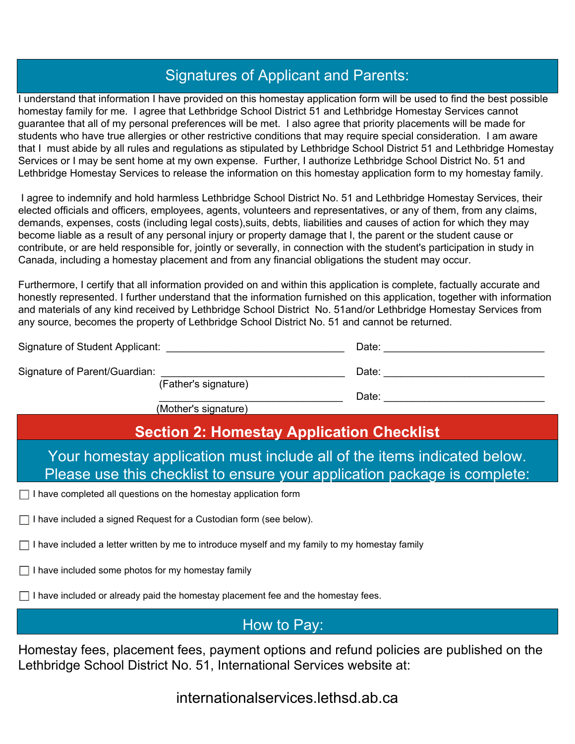## Signatures of Applicant and Parents:

I understand that information I have provided on this homestay application form will be used to find the best possible homestay family for me. I agree that Lethbridge School District 51 and Lethbridge Homestay Services cannot guarantee that all of my personal preferences will be met. I also agree that priority placements will be made for students who have true allergies or other restrictive conditions that may require special consideration. I am aware that I must abide by all rules and regulations as stipulated by Lethbridge School District 51 and Lethbridge Homestay Services or I may be sent home at my own expense. Further, I authorize Lethbridge School District No. 51 and Lethbridge Homestay Services to release the information on this homestay application form to my homestay family.

I agree to indemnify and hold harmless Lethbridge School District No. 51 and Lethbridge Homestay Services, their elected officials and officers, employees, agents, volunteers and representatives, or any of them, from any claims, demands, expenses, costs (including legal costs),suits, debts, liabilities and causes of action for which they may become liable as a result of any personal injury or property damage that I, the parent or the student cause or contribute, or are held responsible for, jointly or severally, in connection with the student's participation in study in Canada, including a homestay placement and from any financial obligations the student may occur.

Furthermore, I certify that all information provided on and within this application is complete, factually accurate and honestly represented. I further understand that the information furnished on this application, together with information and materials of any kind received by Lethbridge School District No. 51and/or Lethbridge Homestay Services from any source, becomes the property of Lethbridge School District No. 51 and cannot be returned.

Signature of Student Applicant: ______________________________ Date: ___________________________

Signature of Parent/Guardian: ______________________________ Date: ___________________________
(Father's signature)

______________________________ Date: ___________________________
(Mother's signature)

## Section 2: Homestay Application Checklist

### Your homestay application must include all of the items indicated below. Please use this checklist to ensure your application package is complete:

- ☐ I have completed all questions on the homestay application form
- ☐ I have included a signed Request for a Custodian form (see below).
- ☐ I have included a letter written by me to introduce myself and my family to my homestay family
- ☐ I have included some photos for my homestay family
- ☐ I have included or already paid the homestay placement fee and the homestay fees.

## How to Pay:

Homestay fees, placement fees, payment options and refund policies are published on the Lethbridge School District No. 51, International Services website at:

internationalservices.lethsd.ab.ca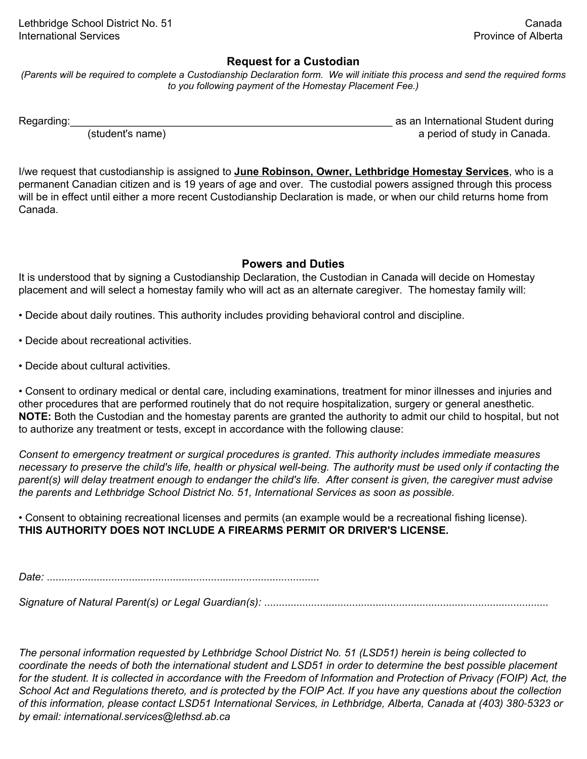Lethbridge School District No. 51
International Services

Canada
Province of Alberta

# Request for a Custodian

*(Parents will be required to complete a Custodianship Declaration form. We will initiate this process and send the required forms to you following payment of the Homestay Placement Fee.)*

Regarding:__________________________________________________________ as an International Student during
(student's name) a period of study in Canada.

I/we request that custodianship is assigned to **June Robinson, Owner, Lethbridge Homestay Services**, who is a permanent Canadian citizen and is 19 years of age and over. The custodial powers assigned through this process will be in effect until either a more recent Custodianship Declaration is made, or when our child returns home from Canada.

## Powers and Duties

It is understood that by signing a Custodianship Declaration, the Custodian in Canada will decide on Homestay placement and will select a homestay family who will act as an alternate caregiver. The homestay family will:

- Decide about daily routines. This authority includes providing behavioral control and discipline.
- Decide about recreational activities.
- Decide about cultural activities.
- Consent to ordinary medical or dental care, including examinations, treatment for minor illnesses and injuries and other procedures that are performed routinely that do not require hospitalization, surgery or general anesthetic. **NOTE:** Both the Custodian and the homestay parents are granted the authority to admit our child to hospital, but not to authorize any treatment or tests, except in accordance with the following clause:

*Consent to emergency treatment or surgical procedures is granted. This authority includes immediate measures necessary to preserve the child's life, health or physical well-being. The authority must be used only if contacting the parent(s) will delay treatment enough to endanger the child's life. After consent is given, the caregiver must advise the parents and Lethbridge School District No. 51, International Services as soon as possible.*

- Consent to obtaining recreational licenses and permits (an example would be a recreational fishing license). **THIS AUTHORITY DOES NOT INCLUDE A FIREARMS PERMIT OR DRIVER'S LICENSE.**

*Date:* .............................................................................................

*Signature of Natural Parent(s) or Legal Guardian(s):* ..................................................................................................

*The personal information requested by Lethbridge School District No. 51 (LSD51) herein is being collected to coordinate the needs of both the international student and LSD51 in order to determine the best possible placement for the student. It is collected in accordance with the Freedom of Information and Protection of Privacy (FOIP) Act, the School Act and Regulations thereto, and is protected by the FOIP Act. If you have any questions about the collection of this information, please contact LSD51 International Services, in Lethbridge, Alberta, Canada at (403) 380-5323 or by email: international.services@lethsd.ab.ca*